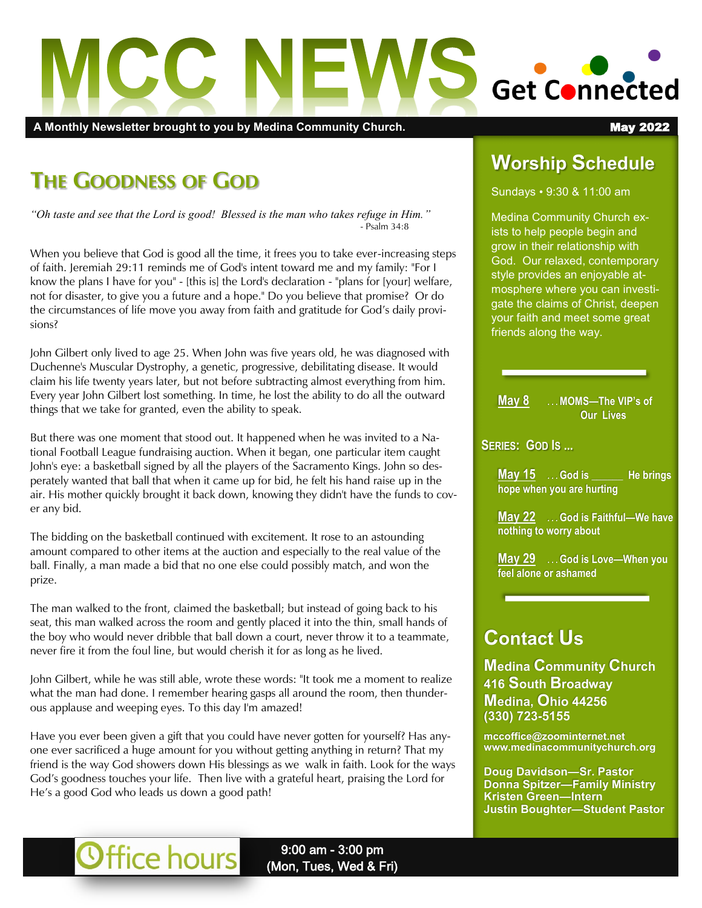# MCC NEWS

Get Connected

A Monthly Newsletter brought to you by Medina Community Church.

May 2022

## The Goodness of God

*"Oh taste and see that the Lord is good! Blessed is the man who takes refuge in Him."*
- Psalm 34:8

When you believe that God is good all the time, it frees you to take ever-increasing steps of faith. Jeremiah 29:11 reminds me of God's intent toward me and my family: "For I know the plans I have for you" - [this is] the Lord's declaration - "plans for [your] welfare, not for disaster, to give you a future and a hope." Do you believe that promise? Or do the circumstances of life move you away from faith and gratitude for God's daily provisions?

John Gilbert only lived to age 25. When John was five years old, he was diagnosed with Duchenne's Muscular Dystrophy, a genetic, progressive, debilitating disease. It would claim his life twenty years later, but not before subtracting almost everything from him. Every year John Gilbert lost something. In time, he lost the ability to do all the outward things that we take for granted, even the ability to speak.

But there was one moment that stood out. It happened when he was invited to a National Football League fundraising auction. When it began, one particular item caught John's eye: a basketball signed by all the players of the Sacramento Kings. John so desperately wanted that ball that when it came up for bid, he felt his hand raise up in the air. His mother quickly brought it back down, knowing they didn't have the funds to cover any bid.

The bidding on the basketball continued with excitement. It rose to an astounding amount compared to other items at the auction and especially to the real value of the ball. Finally, a man made a bid that no one else could possibly match, and won the prize.

The man walked to the front, claimed the basketball; but instead of going back to his seat, this man walked across the room and gently placed it into the thin, small hands of the boy who would never dribble that ball down a court, never throw it to a teammate, never fire it from the foul line, but would cherish it for as long as he lived.

John Gilbert, while he was still able, wrote these words: "It took me a moment to realize what the man had done. I remember hearing gasps all around the room, then thunderous applause and weeping eyes. To this day I'm amazed!

Have you ever been given a gift that you could have never gotten for yourself? Has anyone ever sacrificed a huge amount for you without getting anything in return? That my friend is the way God showers down His blessings as we walk in faith. Look for the ways God's goodness touches your life. Then live with a grateful heart, praising the Lord for He's a good God who leads us down a good path!

## Worship Schedule

Sundays • 9:30 & 11:00 am

Medina Community Church exists to help people begin and grow in their relationship with God. Our relaxed, contemporary style provides an enjoyable atmosphere where you can investigate the claims of Christ, deepen your faith and meet some great friends along the way.

**May 8** …MOMS—The VIP's of Our Lives

**Series: God Is ...**

**May 15** …God is _____ He brings hope when you are hurting

**May 22** …God is Faithful—We have nothing to worry about

**May 29** …God is Love—When you feel alone or ashamed

## Contact Us

**Medina Community Church**
**416 South Broadway**
**Medina, Ohio 44256**
**(330) 723-5155**

mccoffice@zoominternet.net
www.medinacommunitychurch.org

Doug Davidson—Sr. Pastor
Donna Spitzer—Family Ministry
Kristen Green—Intern
Justin Boughter—Student Pastor

**Office hours**

9:00 am - 3:00 pm
(Mon, Tues, Wed & Fri)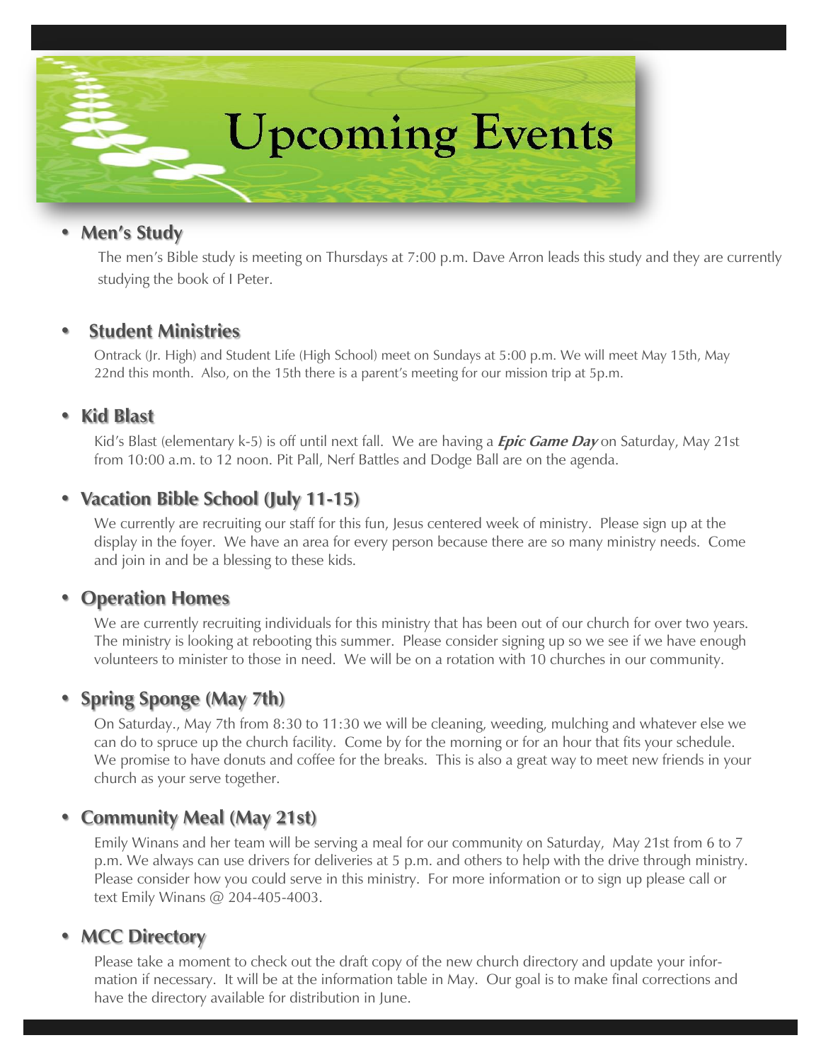# Upcoming Events

- **Men's Study**

  The men's Bible study is meeting on Thursdays at 7:00 p.m. Dave Arron leads this study and they are currently studying the book of I Peter.

- **Student Ministries**

  Ontrack (Jr. High) and Student Life (High School) meet on Sundays at 5:00 p.m. We will meet May 15th, May 22nd this month. Also, on the 15th there is a parent's meeting for our mission trip at 5p.m.

- **Kid Blast**

  Kid's Blast (elementary k-5) is off until next fall. We are having a ***Epic Game Day*** on Saturday, May 21st from 10:00 a.m. to 12 noon. Pit Pall, Nerf Battles and Dodge Ball are on the agenda.

- **Vacation Bible School (July 11-15)**

  We currently are recruiting our staff for this fun, Jesus centered week of ministry. Please sign up at the display in the foyer. We have an area for every person because there are so many ministry needs. Come and join in and be a blessing to these kids.

- **Operation Homes**

  We are currently recruiting individuals for this ministry that has been out of our church for over two years. The ministry is looking at rebooting this summer. Please consider signing up so we see if we have enough volunteers to minister to those in need. We will be on a rotation with 10 churches in our community.

- **Spring Sponge (May 7th)**

  On Saturday., May 7th from 8:30 to 11:30 we will be cleaning, weeding, mulching and whatever else we can do to spruce up the church facility. Come by for the morning or for an hour that fits your schedule. We promise to have donuts and coffee for the breaks. This is also a great way to meet new friends in your church as your serve together.

- **Community Meal (May 21st)**

  Emily Winans and her team will be serving a meal for our community on Saturday, May 21st from 6 to 7 p.m. We always can use drivers for deliveries at 5 p.m. and others to help with the drive through ministry. Please consider how you could serve in this ministry. For more information or to sign up please call or text Emily Winans @ 204-405-4003.

- **MCC Directory**

  Please take a moment to check out the draft copy of the new church directory and update your information if necessary. It will be at the information table in May. Our goal is to make final corrections and have the directory available for distribution in June.